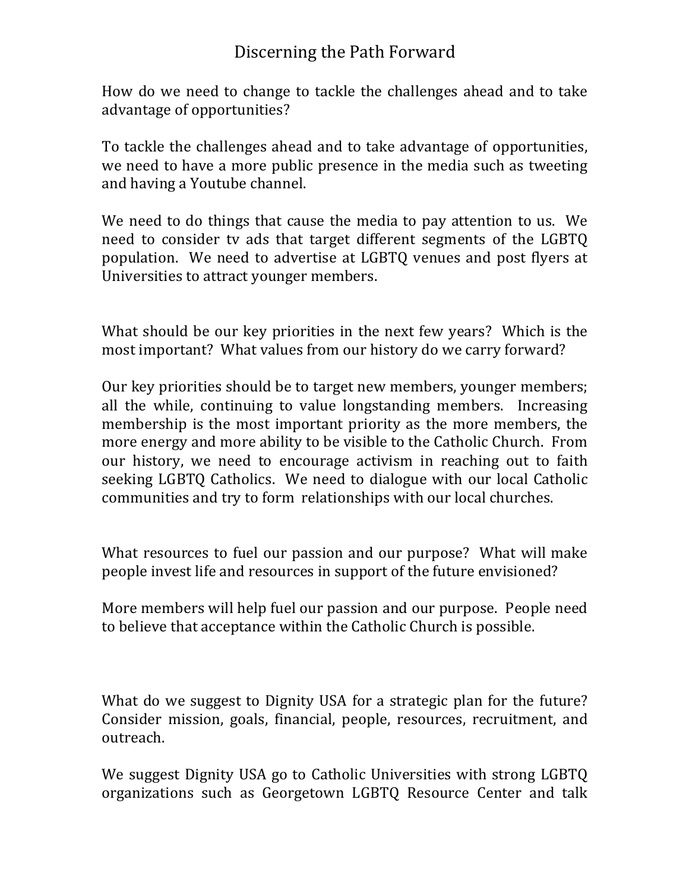# Discerning the Path Forward

How do we need to change to tackle the challenges ahead and to take advantage of opportunities?

To tackle the challenges ahead and to take advantage of opportunities, we need to have a more public presence in the media such as tweeting and having a Youtube channel.

We need to do things that cause the media to pay attention to us. We need to consider tv ads that target different segments of the LGBTQ population. We need to advertise at LGBTQ venues and post flyers at Universities to attract younger members.

What should be our key priorities in the next few years? Which is the most important? What values from our history do we carry forward?

Our key priorities should be to target new members, younger members; all the while, continuing to value longstanding members. Increasing membership is the most important priority as the more members, the more energy and more ability to be visible to the Catholic Church. From our history, we need to encourage activism in reaching out to faith seeking LGBTQ Catholics. We need to dialogue with our local Catholic communities and try to form relationships with our local churches.

What resources to fuel our passion and our purpose? What will make people invest life and resources in support of the future envisioned?

More members will help fuel our passion and our purpose. People need to believe that acceptance within the Catholic Church is possible.

What do we suggest to Dignity USA for a strategic plan for the future? Consider mission, goals, financial, people, resources, recruitment, and outreach.

We suggest Dignity USA go to Catholic Universities with strong LGBTQ organizations such as Georgetown LGBTQ Resource Center and talk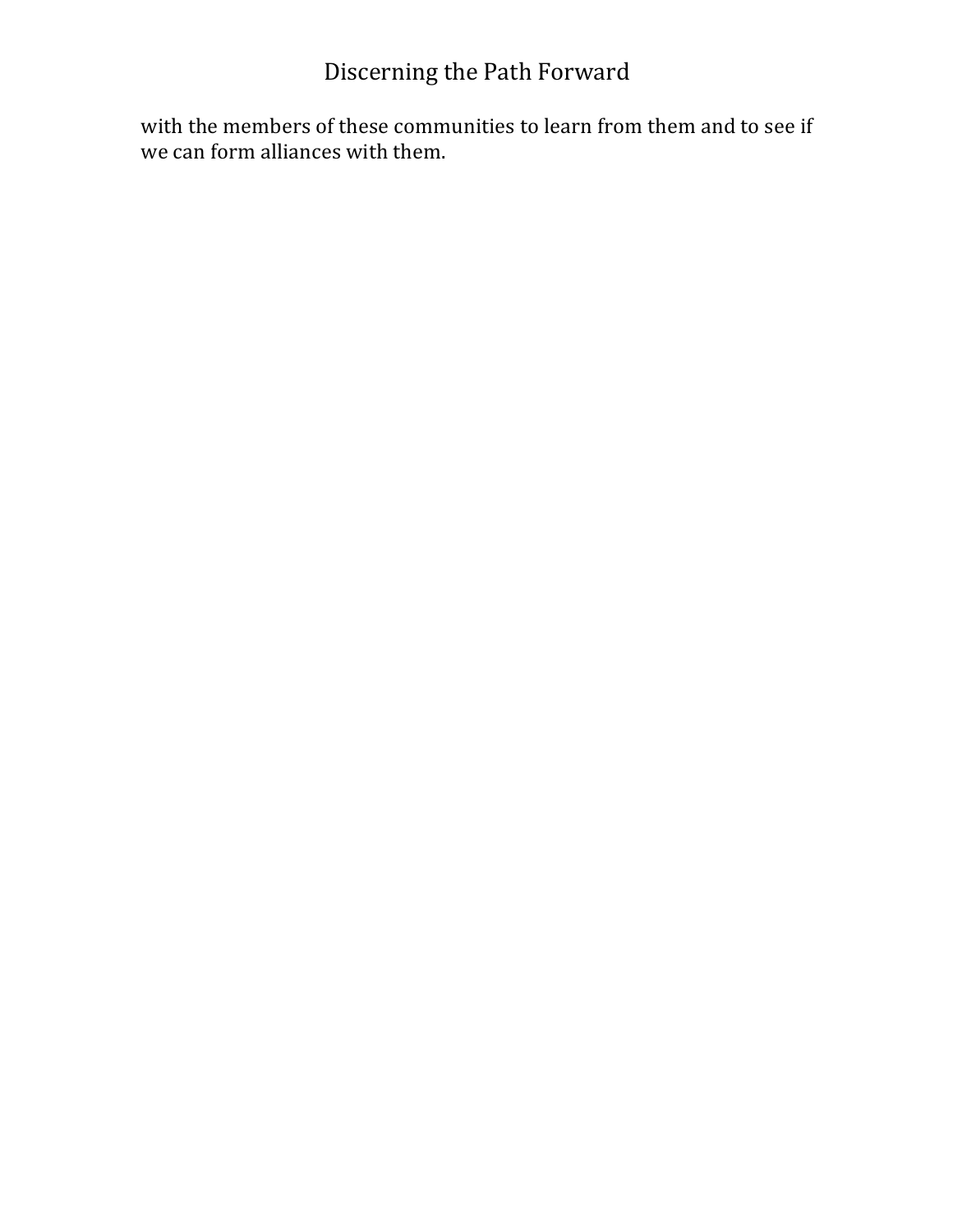with the members of these communities to learn from them and to see if we can form alliances with them.